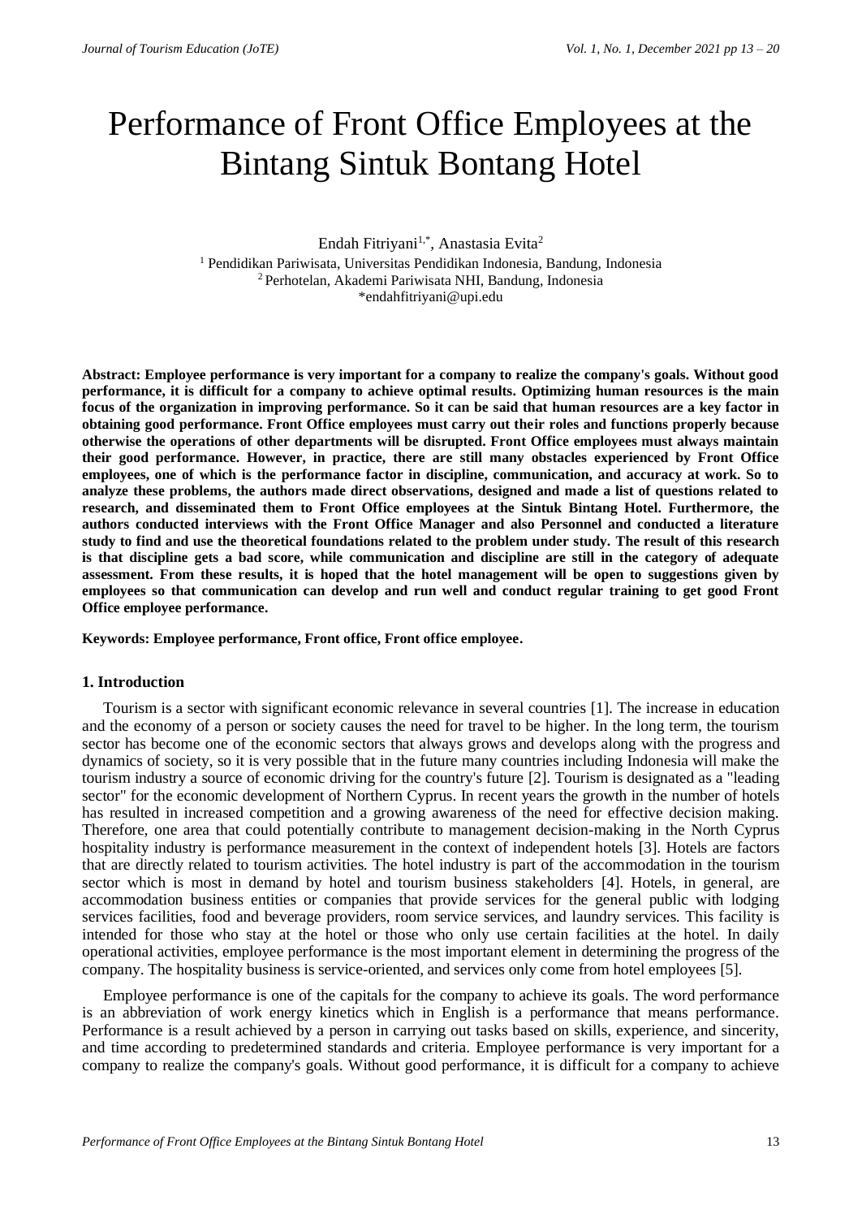# Performance of Front Office Employees at the Bintang Sintuk Bontang Hotel

Endah Fitriyani[1,*], Anastasia Evita[2]

[1] Pendidikan Pariwisata, Universitas Pendidikan Indonesia, Bandung, Indonesia
[2] Perhotelan, Akademi Pariwisata NHI, Bandung, Indonesia
*endahfitriyani@upi.edu

**Abstract: Employee performance is very important for a company to realize the company's goals. Without good performance, it is difficult for a company to achieve optimal results. Optimizing human resources is the main focus of the organization in improving performance. So it can be said that human resources are a key factor in obtaining good performance. Front Office employees must carry out their roles and functions properly because otherwise the operations of other departments will be disrupted. Front Office employees must always maintain their good performance. However, in practice, there are still many obstacles experienced by Front Office employees, one of which is the performance factor in discipline, communication, and accuracy at work. So to analyze these problems, the authors made direct observations, designed and made a list of questions related to research, and disseminated them to Front Office employees at the Sintuk Bintang Hotel. Furthermore, the authors conducted interviews with the Front Office Manager and also Personnel and conducted a literature study to find and use the theoretical foundations related to the problem under study. The result of this research is that discipline gets a bad score, while communication and discipline are still in the category of adequate assessment. From these results, it is hoped that the hotel management will be open to suggestions given by employees so that communication can develop and run well and conduct regular training to get good Front Office employee performance.**

**Keywords: Employee performance, Front office, Front office employee.**

## 1. Introduction

Tourism is a sector with significant economic relevance in several countries [1]. The increase in education and the economy of a person or society causes the need for travel to be higher. In the long term, the tourism sector has become one of the economic sectors that always grows and develops along with the progress and dynamics of society, so it is very possible that in the future many countries including Indonesia will make the tourism industry a source of economic driving for the country's future [2]. Tourism is designated as a "leading sector" for the economic development of Northern Cyprus. In recent years the growth in the number of hotels has resulted in increased competition and a growing awareness of the need for effective decision making. Therefore, one area that could potentially contribute to management decision-making in the North Cyprus hospitality industry is performance measurement in the context of independent hotels [3]. Hotels are factors that are directly related to tourism activities. The hotel industry is part of the accommodation in the tourism sector which is most in demand by hotel and tourism business stakeholders [4]. Hotels, in general, are accommodation business entities or companies that provide services for the general public with lodging services facilities, food and beverage providers, room service services, and laundry services. This facility is intended for those who stay at the hotel or those who only use certain facilities at the hotel. In daily operational activities, employee performance is the most important element in determining the progress of the company. The hospitality business is service-oriented, and services only come from hotel employees [5].

Employee performance is one of the capitals for the company to achieve its goals. The word performance is an abbreviation of work energy kinetics which in English is a performance that means performance. Performance is a result achieved by a person in carrying out tasks based on skills, experience, and sincerity, and time according to predetermined standards and criteria. Employee performance is very important for a company to realize the company's goals. Without good performance, it is difficult for a company to achieve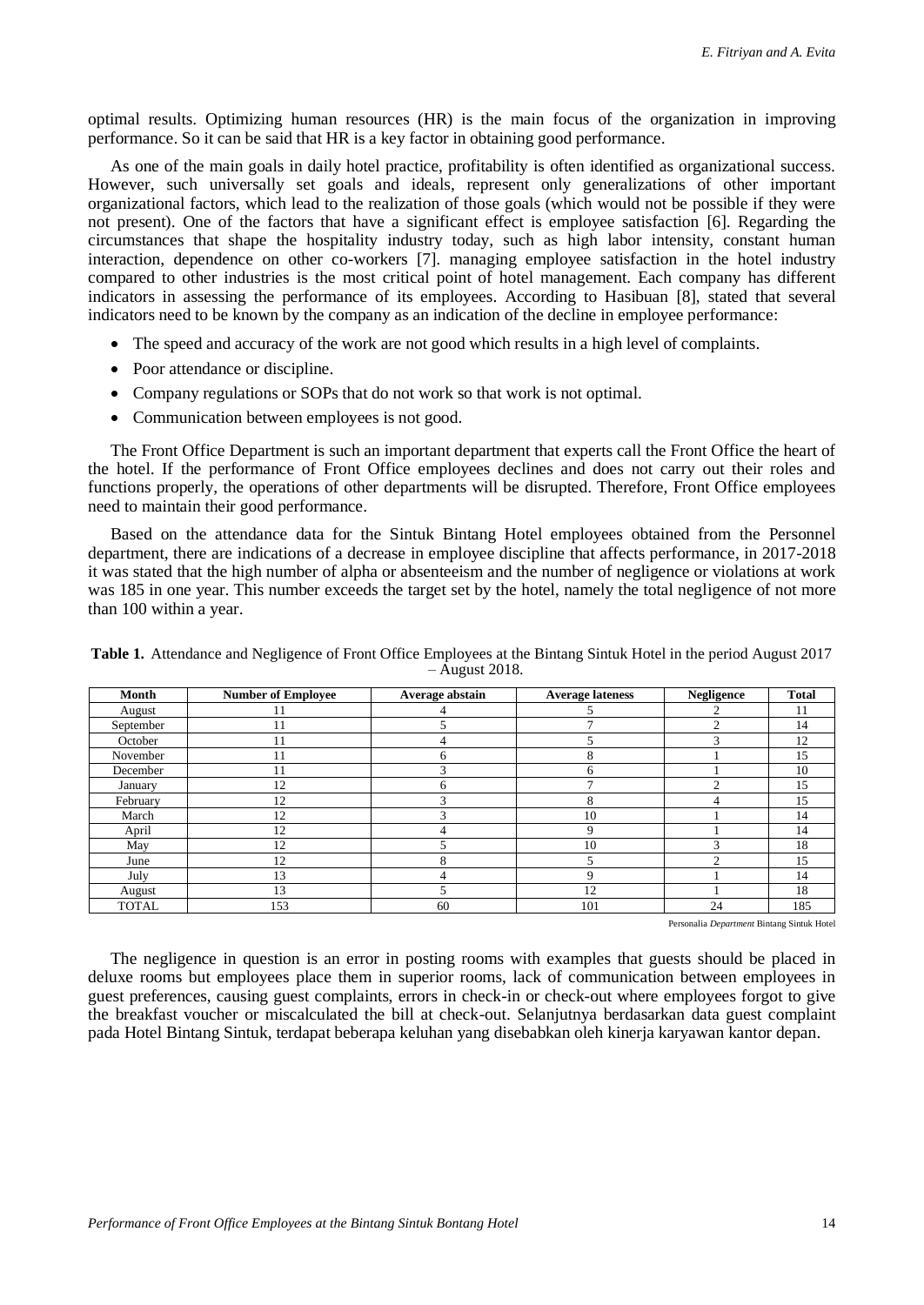optimal results. Optimizing human resources (HR) is the main focus of the organization in improving performance. So it can be said that HR is a key factor in obtaining good performance.

As one of the main goals in daily hotel practice, profitability is often identified as organizational success. However, such universally set goals and ideals, represent only generalizations of other important organizational factors, which lead to the realization of those goals (which would not be possible if they were not present). One of the factors that have a significant effect is employee satisfaction [6]. Regarding the circumstances that shape the hospitality industry today, such as high labor intensity, constant human interaction, dependence on other co-workers [7]. managing employee satisfaction in the hotel industry compared to other industries is the most critical point of hotel management. Each company has different indicators in assessing the performance of its employees. According to Hasibuan [8], stated that several indicators need to be known by the company as an indication of the decline in employee performance:

- The speed and accuracy of the work are not good which results in a high level of complaints.
- Poor attendance or discipline.
- Company regulations or SOPs that do not work so that work is not optimal.
- Communication between employees is not good.

The Front Office Department is such an important department that experts call the Front Office the heart of the hotel. If the performance of Front Office employees declines and does not carry out their roles and functions properly, the operations of other departments will be disrupted. Therefore, Front Office employees need to maintain their good performance.

Based on the attendance data for the Sintuk Bintang Hotel employees obtained from the Personnel department, there are indications of a decrease in employee discipline that affects performance, in 2017-2018 it was stated that the high number of alpha or absenteeism and the number of negligence or violations at work was 185 in one year. This number exceeds the target set by the hotel, namely the total negligence of not more than 100 within a year.

**Table 1.** Attendance and Negligence of Front Office Employees at the Bintang Sintuk Hotel in the period August 2017 – August 2018.

| Month | Number of Employee | Average abstain | Average lateness | Negligence | Total |
|---|---|---|---|---|---|
| August | 11 | 4 | 5 | 2 | 11 |
| September | 11 | 5 | 7 | 2 | 14 |
| October | 11 | 4 | 5 | 3 | 12 |
| November | 11 | 6 | 8 | 1 | 15 |
| December | 11 | 3 | 6 | 1 | 10 |
| January | 12 | 6 | 7 | 2 | 15 |
| February | 12 | 3 | 8 | 4 | 15 |
| March | 12 | 3 | 10 | 1 | 14 |
| April | 12 | 4 | 9 | 1 | 14 |
| May | 12 | 5 | 10 | 3 | 18 |
| June | 12 | 8 | 5 | 2 | 15 |
| July | 13 | 4 | 9 | 1 | 14 |
| August | 13 | 5 | 12 | 1 | 18 |
| TOTAL | 153 | 60 | 101 | 24 | 185 |

Personalia *Department* Bintang Sintuk Hotel

The negligence in question is an error in posting rooms with examples that guests should be placed in deluxe rooms but employees place them in superior rooms, lack of communication between employees in guest preferences, causing guest complaints, errors in check-in or check-out where employees forgot to give the breakfast voucher or miscalculated the bill at check-out. Selanjutnya berdasarkan data guest complaint pada Hotel Bintang Sintuk, terdapat beberapa keluhan yang disebabkan oleh kinerja karyawan kantor depan.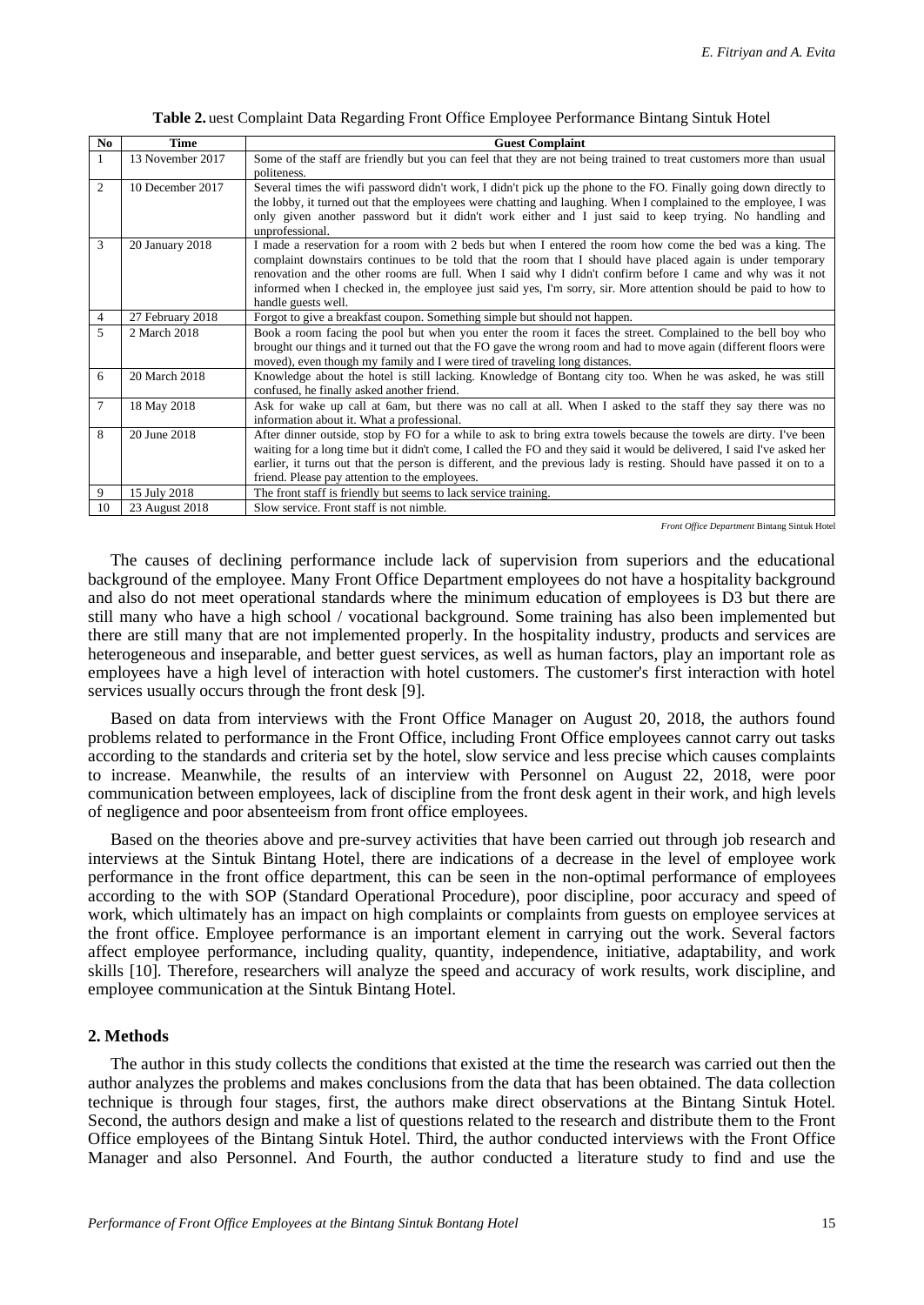**Table 2.** uest Complaint Data Regarding Front Office Employee Performance Bintang Sintuk Hotel

| No | Time | Guest Complaint |
|---|---|---|
| 1 | 13 November 2017 | Some of the staff are friendly but you can feel that they are not being trained to treat customers more than usual politeness. |
| 2 | 10 December 2017 | Several times the wifi password didn't work, I didn't pick up the phone to the FO. Finally going down directly to the lobby, it turned out that the employees were chatting and laughing. When I complained to the employee, I was only given another password but it didn't work either and I just said to keep trying. No handling and unprofessional. |
| 3 | 20 January 2018 | I made a reservation for a room with 2 beds but when I entered the room how come the bed was a king. The complaint downstairs continues to be told that the room that I should have placed again is under temporary renovation and the other rooms are full. When I said why I didn't confirm before I came and why was it not informed when I checked in, the employee just said yes, I'm sorry, sir. More attention should be paid to how to handle guests well. |
| 4 | 27 February 2018 | Forgot to give a breakfast coupon. Something simple but should not happen. |
| 5 | 2 March 2018 | Book a room facing the pool but when you enter the room it faces the street. Complained to the bell boy who brought our things and it turned out that the FO gave the wrong room and had to move again (different floors were moved), even though my family and I were tired of traveling long distances. |
| 6 | 20 March 2018 | Knowledge about the hotel is still lacking. Knowledge of Bontang city too. When he was asked, he was still confused, he finally asked another friend. |
| 7 | 18 May 2018 | Ask for wake up call at 6am, but there was no call at all. When I asked to the staff they say there was no information about it. What a professional. |
| 8 | 20 June 2018 | After dinner outside, stop by FO for a while to ask to bring extra towels because the towels are dirty. I've been waiting for a long time but it didn't come, I called the FO and they said it would be delivered, I said I've asked her earlier, it turns out that the person is different, and the previous lady is resting. Should have passed it on to a friend. Please pay attention to the employees. |
| 9 | 15 July 2018 | The front staff is friendly but seems to lack service training. |
| 10 | 23 August 2018 | Slow service. Front staff is not nimble. |

*Front Office Department* Bintang Sintuk Hotel

The causes of declining performance include lack of supervision from superiors and the educational background of the employee. Many Front Office Department employees do not have a hospitality background and also do not meet operational standards where the minimum education of employees is D3 but there are still many who have a high school / vocational background. Some training has also been implemented but there are still many that are not implemented properly. In the hospitality industry, products and services are heterogeneous and inseparable, and better guest services, as well as human factors, play an important role as employees have a high level of interaction with hotel customers. The customer's first interaction with hotel services usually occurs through the front desk [9].

Based on data from interviews with the Front Office Manager on August 20, 2018, the authors found problems related to performance in the Front Office, including Front Office employees cannot carry out tasks according to the standards and criteria set by the hotel, slow service and less precise which causes complaints to increase. Meanwhile, the results of an interview with Personnel on August 22, 2018, were poor communication between employees, lack of discipline from the front desk agent in their work, and high levels of negligence and poor absenteeism from front office employees.

Based on the theories above and pre-survey activities that have been carried out through job research and interviews at the Sintuk Bintang Hotel, there are indications of a decrease in the level of employee work performance in the front office department, this can be seen in the non-optimal performance of employees according to the with SOP (Standard Operational Procedure), poor discipline, poor accuracy and speed of work, which ultimately has an impact on high complaints or complaints from guests on employee services at the front office. Employee performance is an important element in carrying out the work. Several factors affect employee performance, including quality, quantity, independence, initiative, adaptability, and work skills [10]. Therefore, researchers will analyze the speed and accuracy of work results, work discipline, and employee communication at the Sintuk Bintang Hotel.

## 2. Methods

The author in this study collects the conditions that existed at the time the research was carried out then the author analyzes the problems and makes conclusions from the data that has been obtained. The data collection technique is through four stages, first, the authors make direct observations at the Bintang Sintuk Hotel. Second, the authors design and make a list of questions related to the research and distribute them to the Front Office employees of the Bintang Sintuk Hotel. Third, the author conducted interviews with the Front Office Manager and also Personnel. And Fourth, the author conducted a literature study to find and use the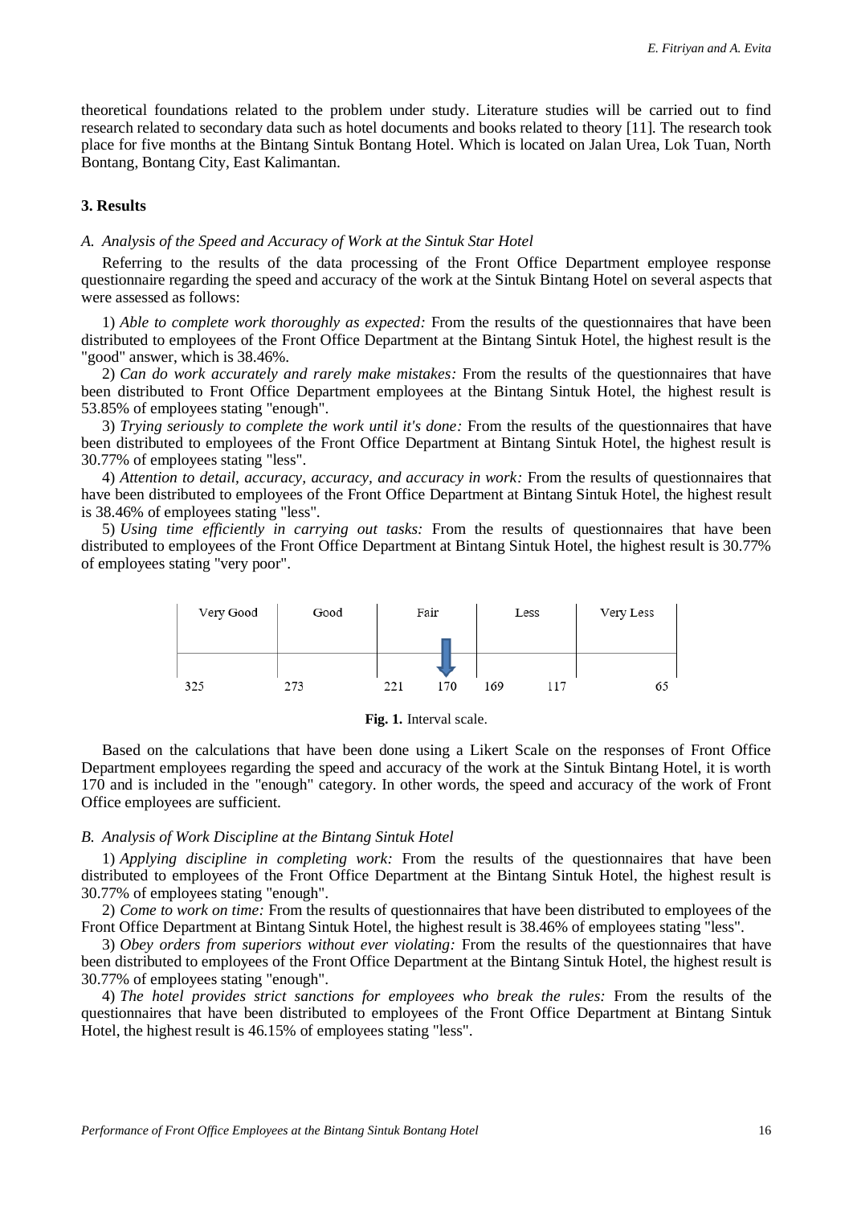theoretical foundations related to the problem under study. Literature studies will be carried out to find research related to secondary data such as hotel documents and books related to theory [11]. The research took place for five months at the Bintang Sintuk Bontang Hotel. Which is located on Jalan Urea, Lok Tuan, North Bontang, Bontang City, East Kalimantan.

## 3. Results

### *A. Analysis of the Speed and Accuracy of Work at the Sintuk Star Hotel*

Referring to the results of the data processing of the Front Office Department employee response questionnaire regarding the speed and accuracy of the work at the Sintuk Bintang Hotel on several aspects that were assessed as follows:

1) *Able to complete work thoroughly as expected:* From the results of the questionnaires that have been distributed to employees of the Front Office Department at the Bintang Sintuk Hotel, the highest result is the "good" answer, which is 38.46%.

2) *Can do work accurately and rarely make mistakes:* From the results of the questionnaires that have been distributed to Front Office Department employees at the Bintang Sintuk Hotel, the highest result is 53.85% of employees stating "enough".

3) *Trying seriously to complete the work until it's done:* From the results of the questionnaires that have been distributed to employees of the Front Office Department at Bintang Sintuk Hotel, the highest result is 30.77% of employees stating "less".

4) *Attention to detail, accuracy, accuracy, and accuracy in work:* From the results of questionnaires that have been distributed to employees of the Front Office Department at Bintang Sintuk Hotel, the highest result is 38.46% of employees stating "less".

5) *Using time efficiently in carrying out tasks:* From the results of questionnaires that have been distributed to employees of the Front Office Department at Bintang Sintuk Hotel, the highest result is 30.77% of employees stating "very poor".

| Very Good | Good | Fair | Less | Very Less |
|---|---|---|---|---|
| 325 | 273 | 221 ↓170 | 169 117 | 65 |

**Fig. 1.** Interval scale.

Based on the calculations that have been done using a Likert Scale on the responses of Front Office Department employees regarding the speed and accuracy of the work at the Sintuk Bintang Hotel, it is worth 170 and is included in the "enough" category. In other words, the speed and accuracy of the work of Front Office employees are sufficient.

### *B. Analysis of Work Discipline at the Bintang Sintuk Hotel*

1) *Applying discipline in completing work:* From the results of the questionnaires that have been distributed to employees of the Front Office Department at the Bintang Sintuk Hotel, the highest result is 30.77% of employees stating "enough".

2) *Come to work on time:* From the results of questionnaires that have been distributed to employees of the Front Office Department at Bintang Sintuk Hotel, the highest result is 38.46% of employees stating "less".

3) *Obey orders from superiors without ever violating:* From the results of the questionnaires that have been distributed to employees of the Front Office Department at the Bintang Sintuk Hotel, the highest result is 30.77% of employees stating "enough".

4) *The hotel provides strict sanctions for employees who break the rules:* From the results of the questionnaires that have been distributed to employees of the Front Office Department at Bintang Sintuk Hotel, the highest result is 46.15% of employees stating "less".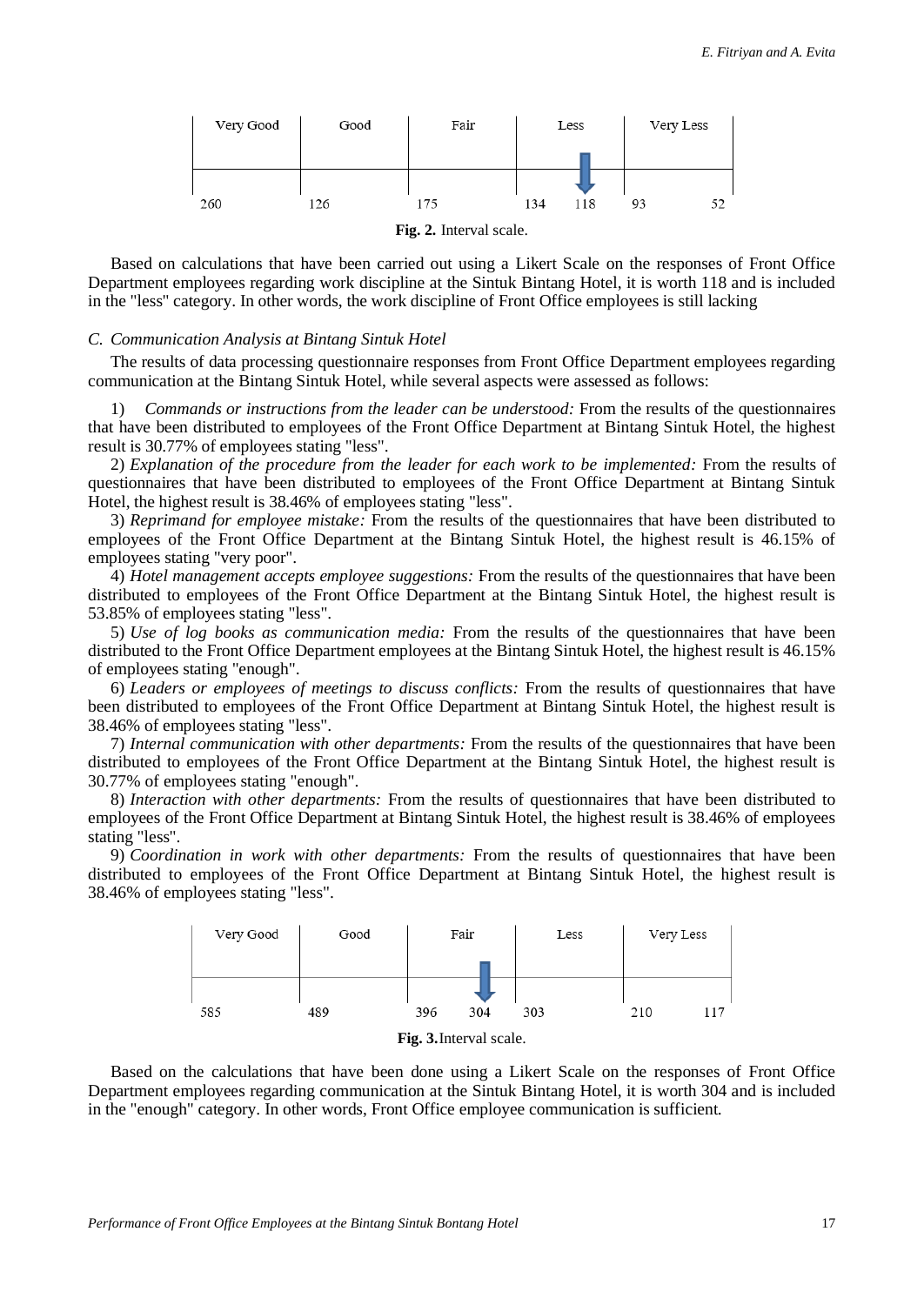| Very Good | Good | Fair | Less | Very Less |
|---|---|---|---|---|
| 260 | 126 | 175 | 134 118 | 93 52 |

**Fig. 2.** Interval scale.

Based on calculations that have been carried out using a Likert Scale on the responses of Front Office Department employees regarding work discipline at the Sintuk Bintang Hotel, it is worth 118 and is included in the "less" category. In other words, the work discipline of Front Office employees is still lacking

### *C. Communication Analysis at Bintang Sintuk Hotel*

The results of data processing questionnaire responses from Front Office Department employees regarding communication at the Bintang Sintuk Hotel, while several aspects were assessed as follows:

1) *Commands or instructions from the leader can be understood:* From the results of the questionnaires that have been distributed to employees of the Front Office Department at Bintang Sintuk Hotel, the highest result is 30.77% of employees stating "less".

2) *Explanation of the procedure from the leader for each work to be implemented:* From the results of questionnaires that have been distributed to employees of the Front Office Department at Bintang Sintuk Hotel, the highest result is 38.46% of employees stating "less".

3) *Reprimand for employee mistake:* From the results of the questionnaires that have been distributed to employees of the Front Office Department at the Bintang Sintuk Hotel, the highest result is 46.15% of employees stating "very poor".

4) *Hotel management accepts employee suggestions:* From the results of the questionnaires that have been distributed to employees of the Front Office Department at the Bintang Sintuk Hotel, the highest result is 53.85% of employees stating "less".

5) *Use of log books as communication media:* From the results of the questionnaires that have been distributed to the Front Office Department employees at the Bintang Sintuk Hotel, the highest result is 46.15% of employees stating "enough".

6) *Leaders or employees of meetings to discuss conflicts:* From the results of questionnaires that have been distributed to employees of the Front Office Department at Bintang Sintuk Hotel, the highest result is 38.46% of employees stating "less".

7) *Internal communication with other departments:* From the results of the questionnaires that have been distributed to employees of the Front Office Department at the Bintang Sintuk Hotel, the highest result is 30.77% of employees stating "enough".

8) *Interaction with other departments:* From the results of questionnaires that have been distributed to employees of the Front Office Department at Bintang Sintuk Hotel, the highest result is 38.46% of employees stating "less".

9) *Coordination in work with other departments:* From the results of questionnaires that have been distributed to employees of the Front Office Department at Bintang Sintuk Hotel, the highest result is 38.46% of employees stating "less".

| Very Good | Good | Fair | Less | Very Less |
|---|---|---|---|---|
| 585 | 489 | 396 304 | 303 | 210 117 |

**Fig. 3.** Interval scale.

Based on the calculations that have been done using a Likert Scale on the responses of Front Office Department employees regarding communication at the Sintuk Bintang Hotel, it is worth 304 and is included in the "enough" category. In other words, Front Office employee communication is sufficient.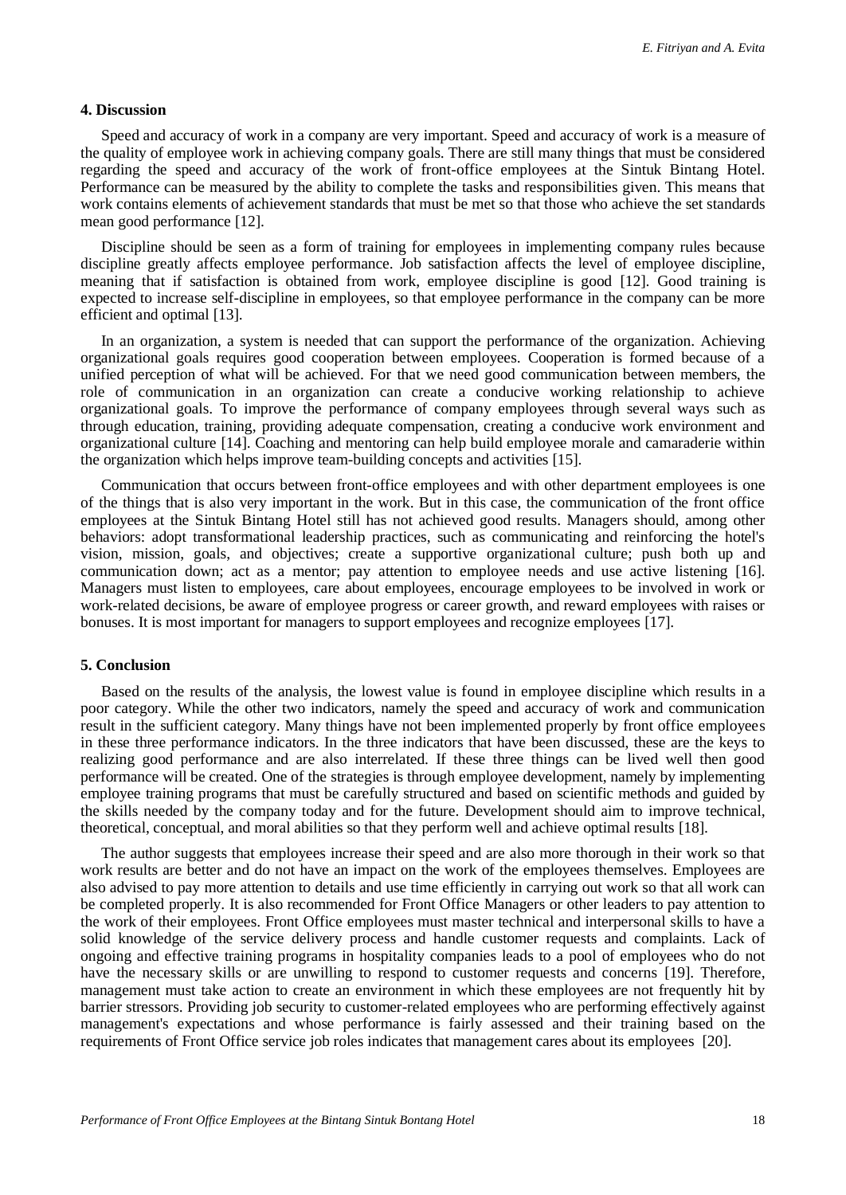## 4. Discussion

Speed and accuracy of work in a company are very important. Speed and accuracy of work is a measure of the quality of employee work in achieving company goals. There are still many things that must be considered regarding the speed and accuracy of the work of front-office employees at the Sintuk Bintang Hotel. Performance can be measured by the ability to complete the tasks and responsibilities given. This means that work contains elements of achievement standards that must be met so that those who achieve the set standards mean good performance [12].

Discipline should be seen as a form of training for employees in implementing company rules because discipline greatly affects employee performance. Job satisfaction affects the level of employee discipline, meaning that if satisfaction is obtained from work, employee discipline is good [12]. Good training is expected to increase self-discipline in employees, so that employee performance in the company can be more efficient and optimal [13].

In an organization, a system is needed that can support the performance of the organization. Achieving organizational goals requires good cooperation between employees. Cooperation is formed because of a unified perception of what will be achieved. For that we need good communication between members, the role of communication in an organization can create a conducive working relationship to achieve organizational goals. To improve the performance of company employees through several ways such as through education, training, providing adequate compensation, creating a conducive work environment and organizational culture [14]. Coaching and mentoring can help build employee morale and camaraderie within the organization which helps improve team-building concepts and activities [15].

Communication that occurs between front-office employees and with other department employees is one of the things that is also very important in the work. But in this case, the communication of the front office employees at the Sintuk Bintang Hotel still has not achieved good results. Managers should, among other behaviors: adopt transformational leadership practices, such as communicating and reinforcing the hotel's vision, mission, goals, and objectives; create a supportive organizational culture; push both up and communication down; act as a mentor; pay attention to employee needs and use active listening [16]. Managers must listen to employees, care about employees, encourage employees to be involved in work or work-related decisions, be aware of employee progress or career growth, and reward employees with raises or bonuses. It is most important for managers to support employees and recognize employees [17].

## 5. Conclusion

Based on the results of the analysis, the lowest value is found in employee discipline which results in a poor category. While the other two indicators, namely the speed and accuracy of work and communication result in the sufficient category. Many things have not been implemented properly by front office employees in these three performance indicators. In the three indicators that have been discussed, these are the keys to realizing good performance and are also interrelated. If these three things can be lived well then good performance will be created. One of the strategies is through employee development, namely by implementing employee training programs that must be carefully structured and based on scientific methods and guided by the skills needed by the company today and for the future. Development should aim to improve technical, theoretical, conceptual, and moral abilities so that they perform well and achieve optimal results [18].

The author suggests that employees increase their speed and are also more thorough in their work so that work results are better and do not have an impact on the work of the employees themselves. Employees are also advised to pay more attention to details and use time efficiently in carrying out work so that all work can be completed properly. It is also recommended for Front Office Managers or other leaders to pay attention to the work of their employees. Front Office employees must master technical and interpersonal skills to have a solid knowledge of the service delivery process and handle customer requests and complaints. Lack of ongoing and effective training programs in hospitality companies leads to a pool of employees who do not have the necessary skills or are unwilling to respond to customer requests and concerns [19]. Therefore, management must take action to create an environment in which these employees are not frequently hit by barrier stressors. Providing job security to customer-related employees who are performing effectively against management's expectations and whose performance is fairly assessed and their training based on the requirements of Front Office service job roles indicates that management cares about its employees [20].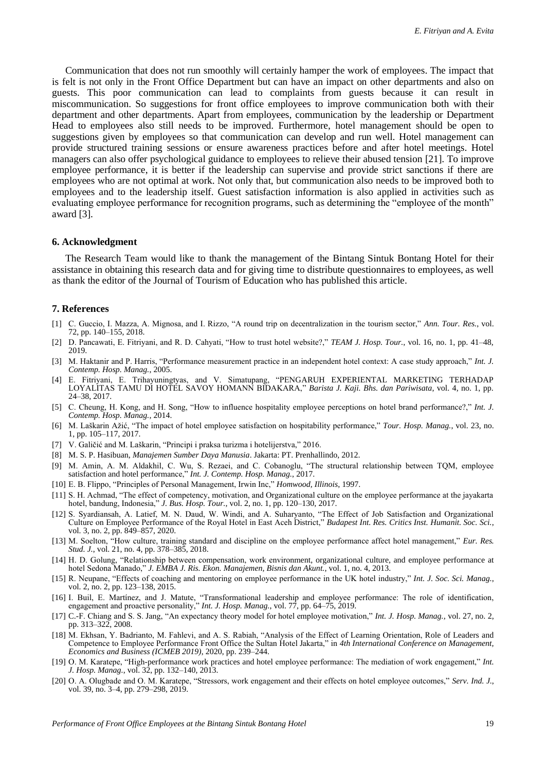Communication that does not run smoothly will certainly hamper the work of employees. The impact that is felt is not only in the Front Office Department but can have an impact on other departments and also on guests. This poor communication can lead to complaints from guests because it can result in miscommunication. So suggestions for front office employees to improve communication both with their department and other departments. Apart from employees, communication by the leadership or Department Head to employees also still needs to be improved. Furthermore, hotel management should be open to suggestions given by employees so that communication can develop and run well. Hotel management can provide structured training sessions or ensure awareness practices before and after hotel meetings. Hotel managers can also offer psychological guidance to employees to relieve their abused tension [21]. To improve employee performance, it is better if the leadership can supervise and provide strict sanctions if there are employees who are not optimal at work. Not only that, but communication also needs to be improved both to employees and to the leadership itself. Guest satisfaction information is also applied in activities such as evaluating employee performance for recognition programs, such as determining the "employee of the month" award [3].

## 6. Acknowledgment

The Research Team would like to thank the management of the Bintang Sintuk Bontang Hotel for their assistance in obtaining this research data and for giving time to distribute questionnaires to employees, as well as thank the editor of the Journal of Tourism of Education who has published this article.

## 7. References

[1] C. Guccio, I. Mazza, A. Mignosa, and I. Rizzo, "A round trip on decentralization in the tourism sector," *Ann. Tour. Res.*, vol. 72, pp. 140–155, 2018.

[2] D. Pancawati, E. Fitriyani, and R. D. Cahyati, "How to trust hotel website?," *TEAM J. Hosp. Tour.*, vol. 16, no. 1, pp. 41–48, 2019.

[3] M. Haktanir and P. Harris, "Performance measurement practice in an independent hotel context: A case study approach," *Int. J. Contemp. Hosp. Manag.*, 2005.

[4] E. Fitriyani, E. Trihayuningtyas, and V. Simatupang, "PENGARUH EXPERIENTAL MARKETING TERHADAP LOYALITAS TAMU DI HOTEL SAVOY HOMANN BIDAKARA," *Barista J. Kaji. Bhs. dan Pariwisata*, vol. 4, no. 1, pp. 24–38, 2017.

[5] C. Cheung, H. Kong, and H. Song, "How to influence hospitality employee perceptions on hotel brand performance?," *Int. J. Contemp. Hosp. Manag.*, 2014.

[6] M. Laškarin Ažić, "The impact of hotel employee satisfaction on hospitability performance," *Tour. Hosp. Manag.*, vol. 23, no. 1, pp. 105–117, 2017.

[7] V. Galičić and M. Laškarin, "Principi i praksa turizma i hotelijerstva," 2016.

[8] M. S. P. Hasibuan, *Manajemen Sumber Daya Manusia*. Jakarta: PT. Prenhallindo, 2012.

[9] M. Amin, A. M. Aldakhil, C. Wu, S. Rezaei, and C. Cobanoglu, "The structural relationship between TQM, employee satisfaction and hotel performance," *Int. J. Contemp. Hosp. Manag.*, 2017.

[10] E. B. Flippo, "Principles of Personal Management, Irwin Inc," *Homwood, Illinois*, 1997.

[11] S. H. Achmad, "The effect of competency, motivation, and Organizational culture on the employee performance at the jayakarta hotel, bandung, Indonesia," *J. Bus. Hosp. Tour.*, vol. 2, no. 1, pp. 120–130, 2017.

[12] S. Syardiansah, A. Latief, M. N. Daud, W. Windi, and A. Suharyanto, "The Effect of Job Satisfaction and Organizational Culture on Employee Performance of the Royal Hotel in East Aceh District," *Budapest Int. Res. Critics Inst. Humanit. Soc. Sci.*, vol. 3, no. 2, pp. 849–857, 2020.

[13] M. Soelton, "How culture, training standard and discipline on the employee performance affect hotel management," *Eur. Res. Stud. J.*, vol. 21, no. 4, pp. 378–385, 2018.

[14] H. D. Golung, "Relationship between compensation, work environment, organizational culture, and employee performance at hotel Sedona Manado," *J. EMBA J. Ris. Ekon. Manajemen, Bisnis dan Akunt.*, vol. 1, no. 4, 2013.

[15] R. Neupane, "Effects of coaching and mentoring on employee performance in the UK hotel industry," *Int. J. Soc. Sci. Manag.*, vol. 2, no. 2, pp. 123–138, 2015.

[16] I. Buil, E. Martínez, and J. Matute, "Transformational leadership and employee performance: The role of identification, engagement and proactive personality," *Int. J. Hosp. Manag.*, vol. 77, pp. 64–75, 2019.

[17] C.-F. Chiang and S. S. Jang, "An expectancy theory model for hotel employee motivation," *Int. J. Hosp. Manag.*, vol. 27, no. 2, pp. 313–322, 2008.

[18] M. Ekhsan, Y. Badrianto, M. Fahlevi, and A. S. Rabiah, "Analysis of the Effect of Learning Orientation, Role of Leaders and Competence to Employee Performance Front Office the Sultan Hotel Jakarta," in *4th International Conference on Management, Economics and Business (ICMEB 2019)*, 2020, pp. 239–244.

[19] O. M. Karatepe, "High-performance work practices and hotel employee performance: The mediation of work engagement," *Int. J. Hosp. Manag.*, vol. 32, pp. 132–140, 2013.

[20] O. A. Olugbade and O. M. Karatepe, "Stressors, work engagement and their effects on hotel employee outcomes," *Serv. Ind. J.*, vol. 39, no. 3–4, pp. 279–298, 2019.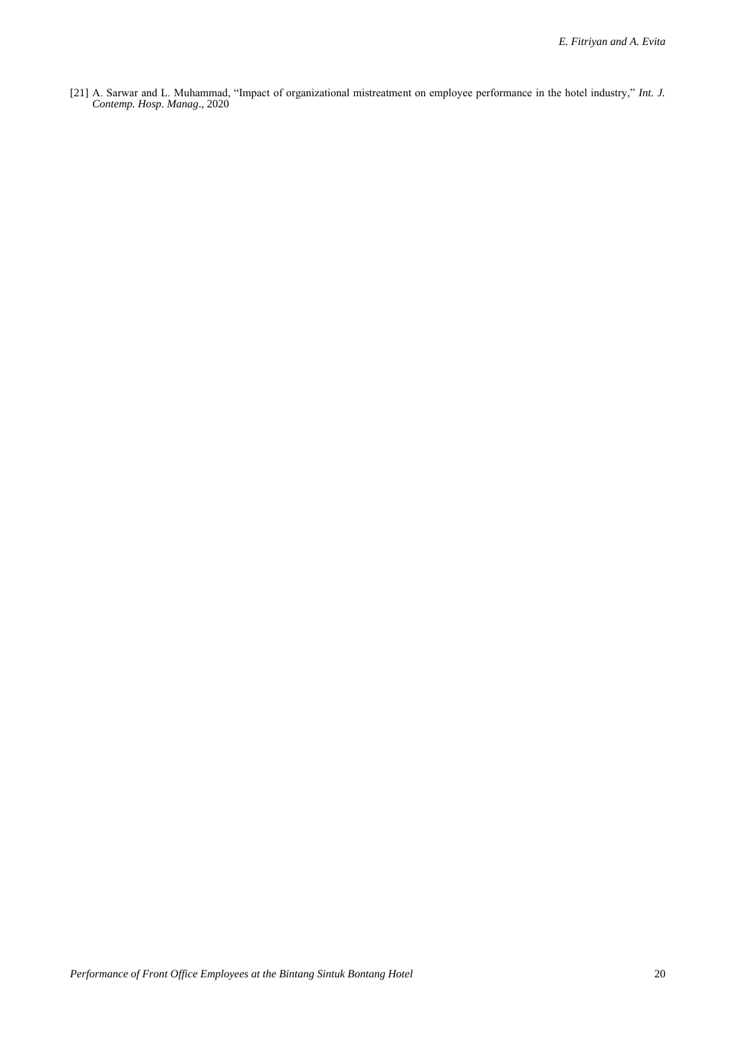[21] A. Sarwar and L. Muhammad, “Impact of organizational mistreatment on employee performance in the hotel industry,” *Int. J. Contemp. Hosp. Manag*., 2020